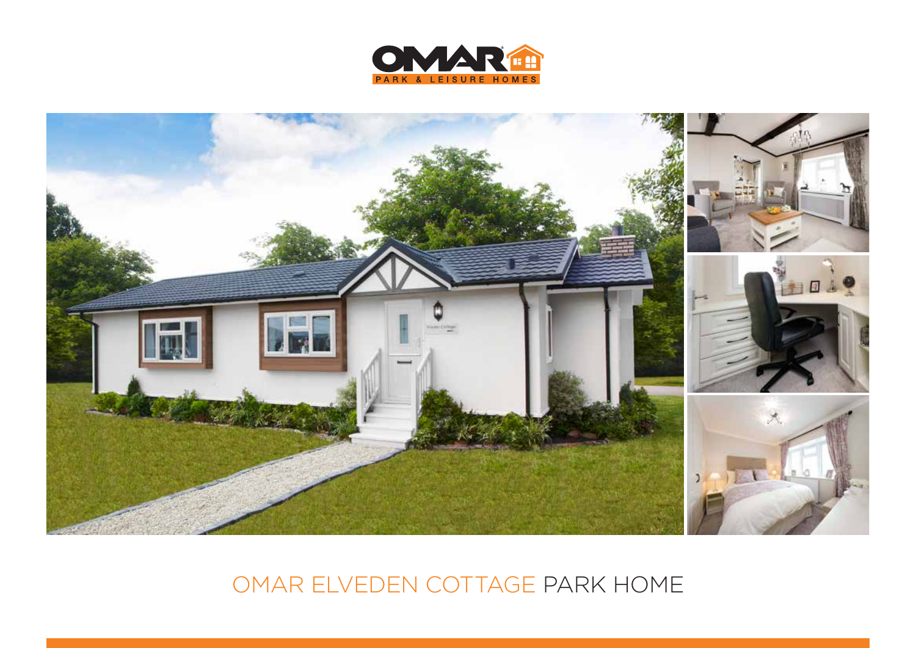OMAR PARK & LEISURE HOMES

# OMAR ELVEDEN COTTAGE PARK HOME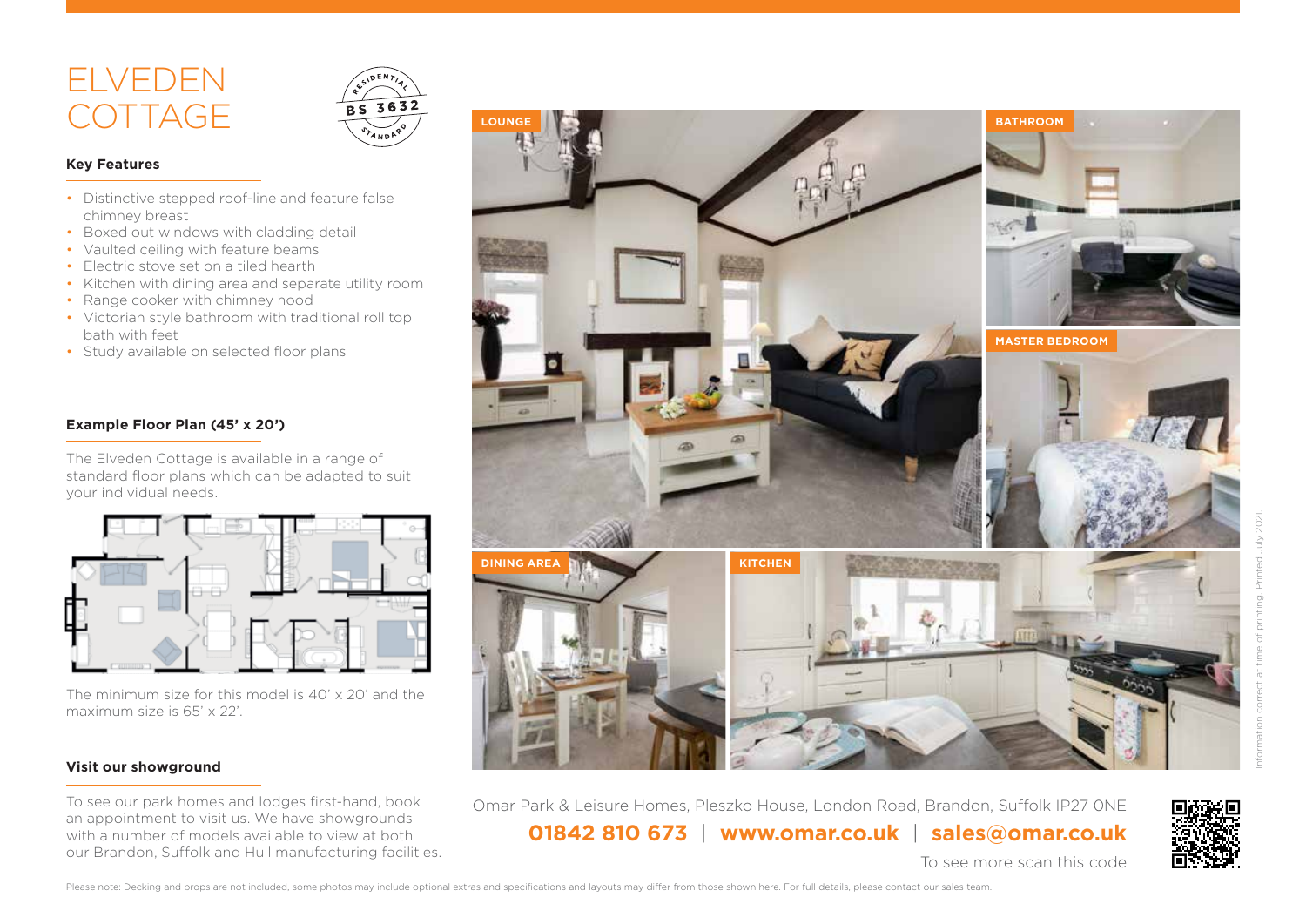# ELVEDEN COTTAGE

RESIDENTIAL BS 3632 STANDARD

### Key Features

- Distinctive stepped roof-line and feature false chimney breast
- Boxed out windows with cladding detail
- Vaulted ceiling with feature beams
- Electric stove set on a tiled hearth
- Kitchen with dining area and separate utility room
- Range cooker with chimney hood
- Victorian style bathroom with traditional roll top bath with feet
- Study available on selected floor plans

### Example Floor Plan (45' x 20')

The Elveden Cottage is available in a range of standard floor plans which can be adapted to suit your individual needs.

The minimum size for this model is 40' x 20' and the maximum size is 65' x 22'.

### Visit our showground

To see our park homes and lodges first-hand, book an appointment to visit us. We have showgrounds with a number of models available to view at both our Brandon, Suffolk and Hull manufacturing facilities.

LOUNGE

BATHROOM

MASTER BEDROOM

DINING AREA

KITCHEN

Information correct at time of printing. Printed July 2021.

Omar Park & Leisure Homes, Pleszko House, London Road, Brandon, Suffolk IP27 0NE

**01842 810 673** | **www.omar.co.uk** | **sales@omar.co.uk**

To see more scan this code

Please note: Decking and props are not included, some photos may include optional extras and specifications and layouts may differ from those shown here. For full details, please contact our sales team.